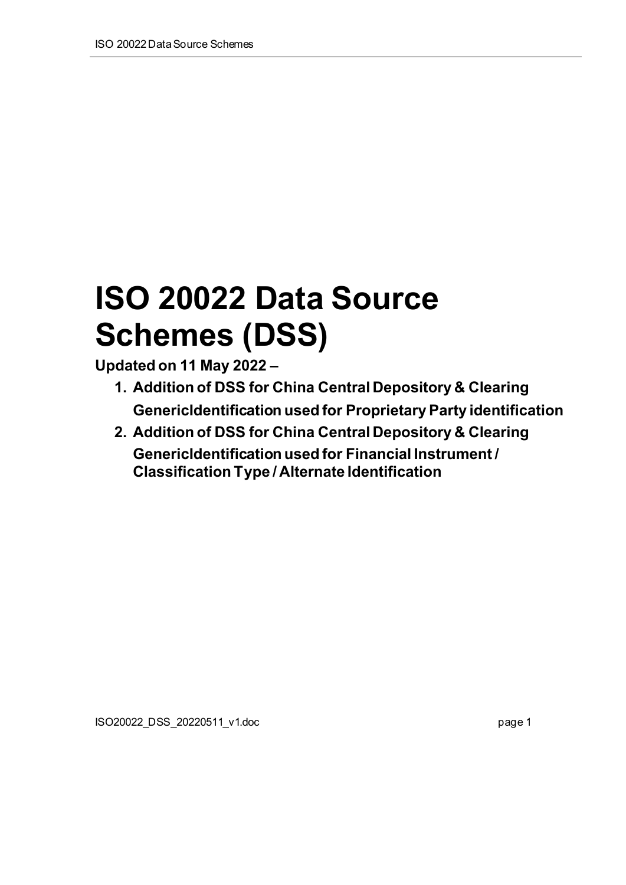# ISO 20022 Data Source Schemes (DSS)

**Updated on 11 May 2022 –**

1. **Addition of DSS for China Central Depository & Clearing GenericIdentification used for Proprietary Party identification**
2. **Addition of DSS for China Central Depository & Clearing GenericIdentification used for Financial Instrument / Classification Type / Alternate Identification**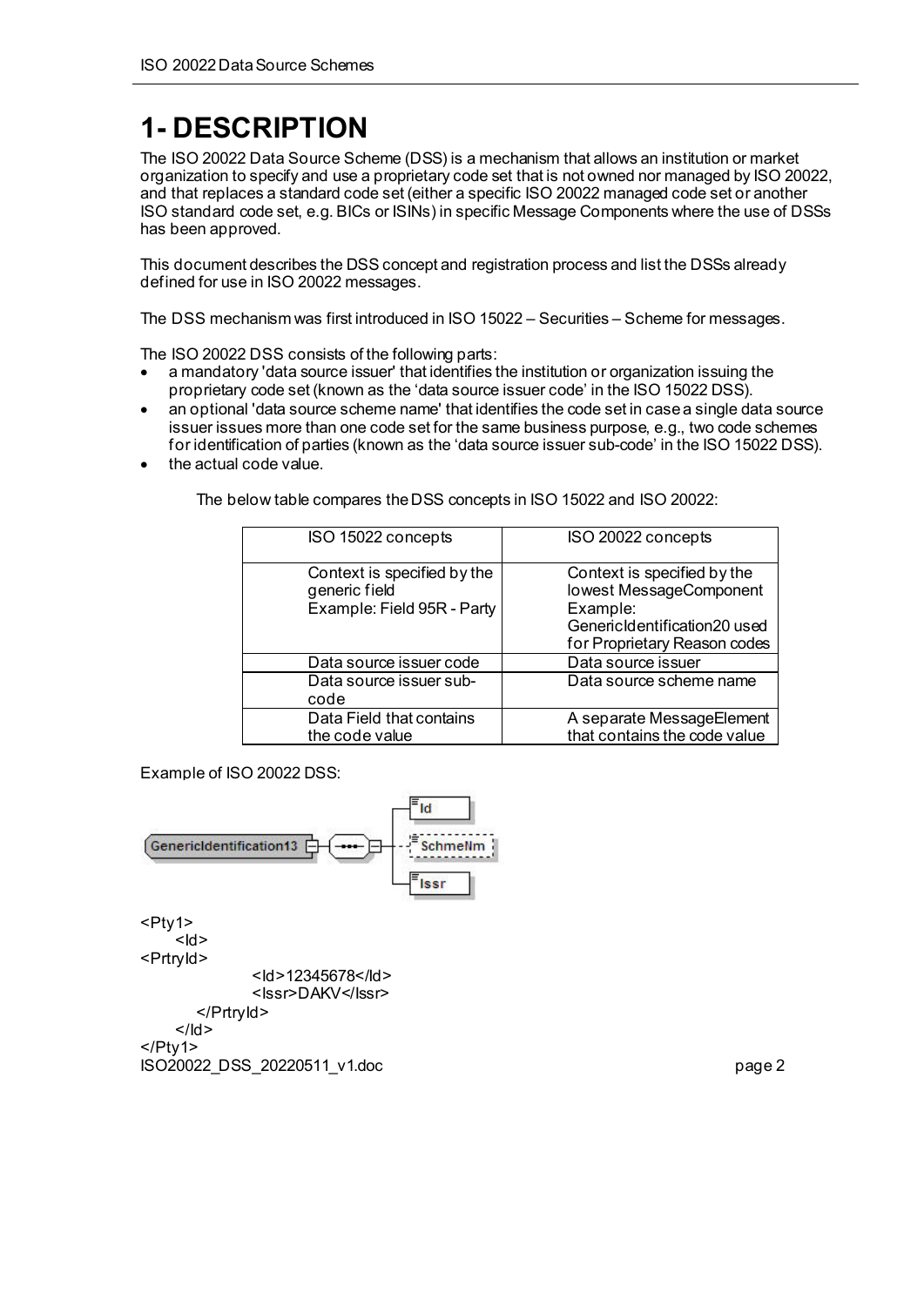# 1- DESCRIPTION

The ISO 20022 Data Source Scheme (DSS) is a mechanism that allows an institution or market organization to specify and use a proprietary code set that is not owned nor managed by ISO 20022, and that replaces a standard code set (either a specific ISO 20022 managed code set or another ISO standard code set, e.g. BICs or ISINs) in specific Message Components where the use of DSSs has been approved.

This document describes the DSS concept and registration process and list the DSSs already defined for use in ISO 20022 messages.

The DSS mechanism was first introduced in ISO 15022 – Securities – Scheme for messages.

The ISO 20022 DSS consists of the following parts:

- a mandatory 'data source issuer' that identifies the institution or organization issuing the proprietary code set (known as the 'data source issuer code' in the ISO 15022 DSS).
- an optional 'data source scheme name' that identifies the code set in case a single data source issuer issues more than one code set for the same business purpose, e.g., two code schemes for identification of parties (known as the 'data source issuer sub-code' in the ISO 15022 DSS).
- the actual code value.

The below table compares the DSS concepts in ISO 15022 and ISO 20022:

| ISO 15022 concepts | ISO 20022 concepts |
| --- | --- |
| Context is specified by the generic field<br>Example: Field 95R - Party | Context is specified by the lowest MessageComponent<br>Example:<br>GenericIdentification20 used for Proprietary Reason codes |
| Data source issuer code | Data source issuer |
| Data source issuer sub-code | Data source scheme name |
| Data Field that contains the code value | A separate MessageElement that contains the code value |

Example of ISO 20022 DSS:

GenericIdentification13 — Id, SchmeNm, Issr

```
<Pty1>
    <Id>
<PrtryId>
            <Id>12345678</Id>
            <Issr>DAKV</Issr>
        </PrtryId>
    </Id>
</Pty1>
```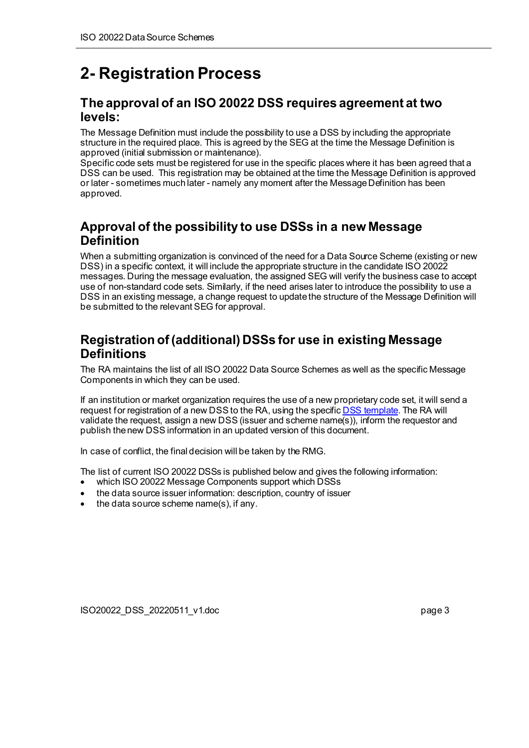# 2- Registration Process

## The approval of an ISO 20022 DSS requires agreement at two levels:

The Message Definition must include the possibility to use a DSS by including the appropriate structure in the required place. This is agreed by the SEG at the time the Message Definition is approved (initial submission or maintenance).
Specific code sets must be registered for use in the specific places where it has been agreed that a DSS can be used. This registration may be obtained at the time the Message Definition is approved or later - sometimes much later - namely any moment after the Message Definition has been approved.

## Approval of the possibility to use DSSs in a new Message Definition

When a submitting organization is convinced of the need for a Data Source Scheme (existing or new DSS) in a specific context, it will include the appropriate structure in the candidate ISO 20022 messages. During the message evaluation, the assigned SEG will verify the business case to accept use of non-standard code sets. Similarly, if the need arises later to introduce the possibility to use a DSS in an existing message, a change request to update the structure of the Message Definition will be submitted to the relevant SEG for approval.

## Registration of (additional) DSSs for use in existing Message Definitions

The RA maintains the list of all ISO 20022 Data Source Schemes as well as the specific Message Components in which they can be used.

If an institution or market organization requires the use of a new proprietary code set, it will send a request for registration of a new DSS to the RA, using the specific DSS template. The RA will validate the request, assign a new DSS (issuer and scheme name(s)), inform the requestor and publish the new DSS information in an updated version of this document.

In case of conflict, the final decision will be taken by the RMG.

The list of current ISO 20022 DSSs is published below and gives the following information:

- which ISO 20022 Message Components support which DSSs
- the data source issuer information: description, country of issuer
- the data source scheme name(s), if any.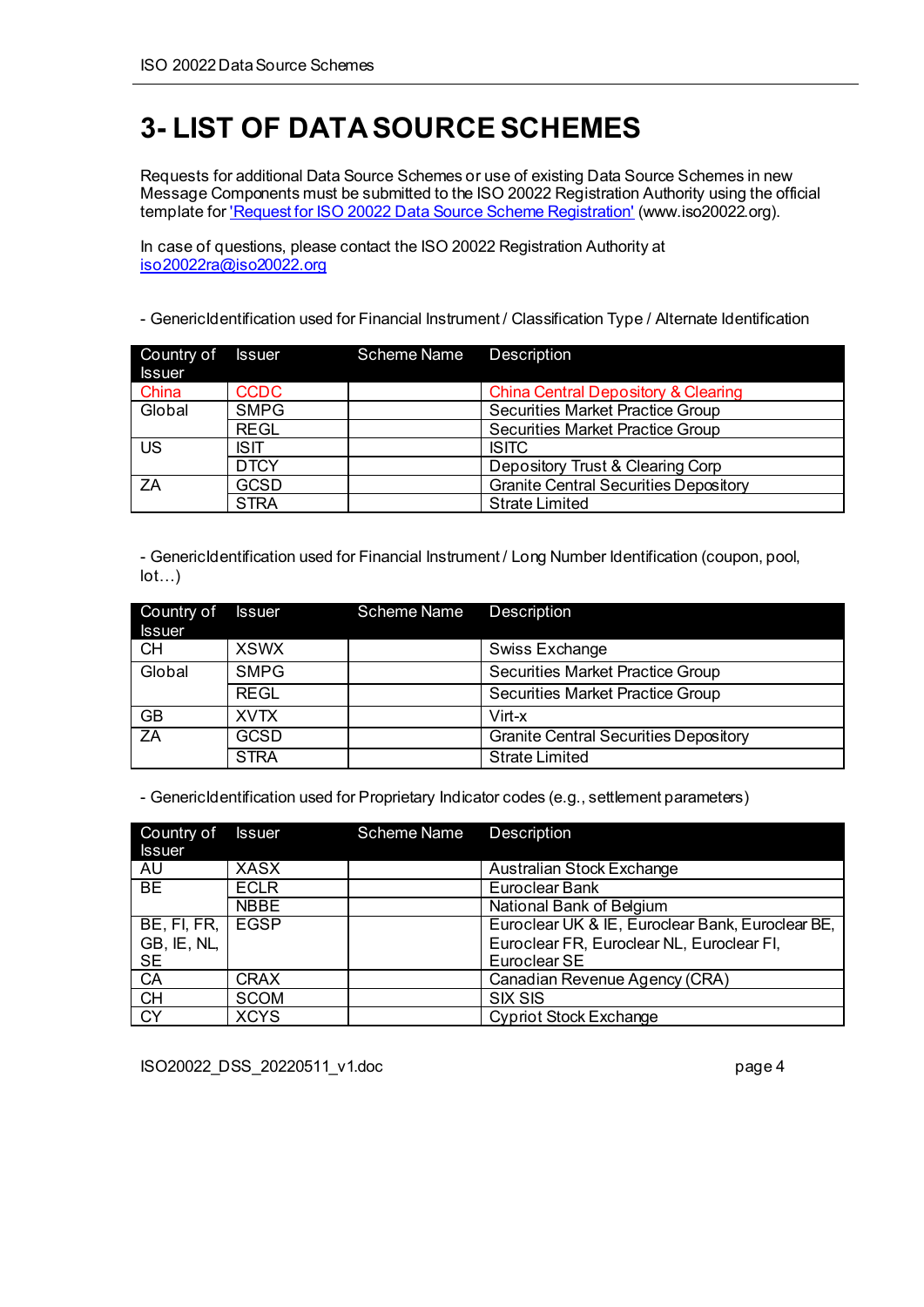# 3- LIST OF DATA SOURCE SCHEMES

Requests for additional Data Source Schemes or use of existing Data Source Schemes in new Message Components must be submitted to the ISO 20022 Registration Authority using the official template for ['Request for ISO 20022 Data Source Scheme Registration'](www.iso20022.org) (www.iso20022.org).

In case of questions, please contact the ISO 20022 Registration Authority at [iso20022ra@iso20022.org](mailto:iso20022ra@iso20022.org)

- GenericIdentification used for Financial Instrument / Classification Type / Alternate Identification

| Country of Issuer | Issuer | Scheme Name | Description |
|---|---|---|---|
| China | CCDC | | China Central Depository & Clearing |
| Global | SMPG | | Securities Market Practice Group |
| | REGL | | Securities Market Practice Group |
| US | ISIT | | ISITC |
| | DTCY | | Depository Trust & Clearing Corp |
| ZA | GCSD | | Granite Central Securities Depository |
| | STRA | | Strate Limited |

- GenericIdentification used for Financial Instrument / Long Number Identification (coupon, pool, lot…)

| Country of Issuer | Issuer | Scheme Name | Description |
|---|---|---|---|
| CH | XSWX | | Swiss Exchange |
| Global | SMPG | | Securities Market Practice Group |
| | REGL | | Securities Market Practice Group |
| GB | XVTX | | Virt-x |
| ZA | GCSD | | Granite Central Securities Depository |
| | STRA | | Strate Limited |

- GenericIdentification used for Proprietary Indicator codes (e.g., settlement parameters)

| Country of Issuer | Issuer | Scheme Name | Description |
|---|---|---|---|
| AU | XASX | | Australian Stock Exchange |
| BE | ECLR | | Euroclear Bank |
| | NBBE | | National Bank of Belgium |
| BE, FI, FR, GB, IE, NL, SE | EGSP | | Euroclear UK & IE, Euroclear Bank, Euroclear BE, Euroclear FR, Euroclear NL, Euroclear FI, Euroclear SE |
| CA | CRAX | | Canadian Revenue Agency (CRA) |
| CH | SCOM | | SIX SIS |
| CY | XCYS | | Cypriot Stock Exchange |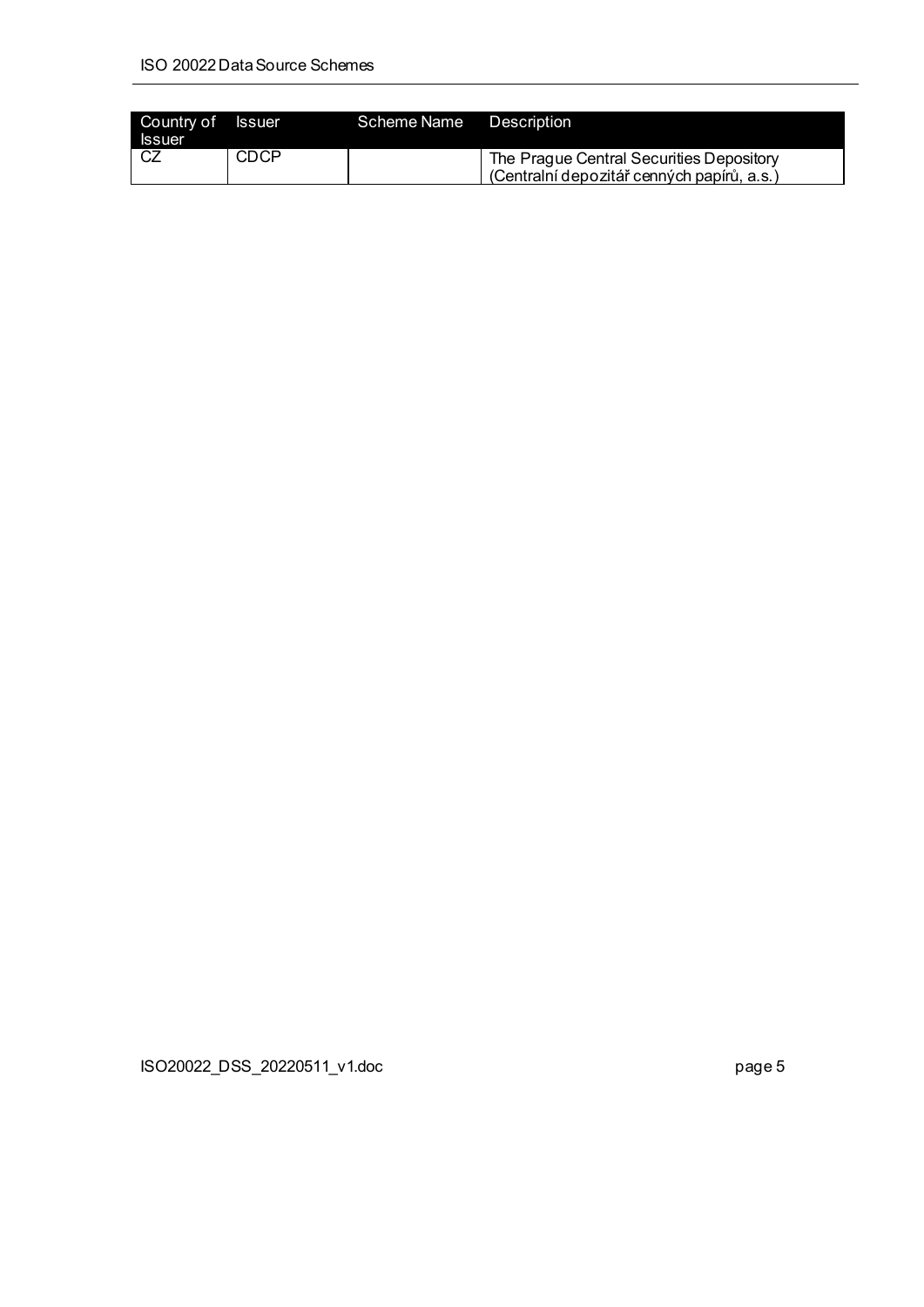| Country of Issuer | Issuer | Scheme Name | Description |
|---|---|---|---|
| CZ | CDCP | | The Prague Central Securities Depository (Centralní depozitář cenných papírů, a.s.) |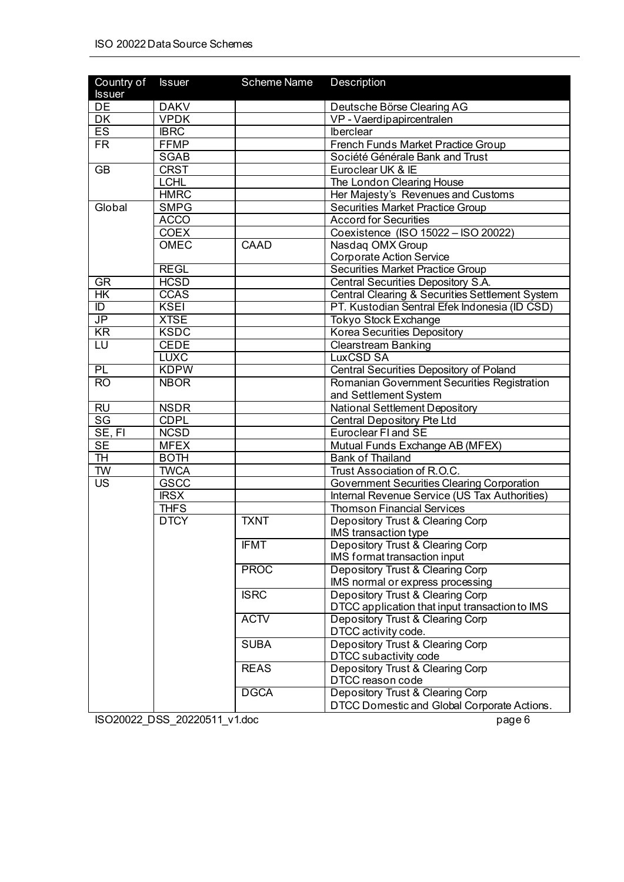| Country of Issuer | Issuer | Scheme Name | Description |
| --- | --- | --- | --- |
| DE | DAKV | | Deutsche Börse Clearing AG |
| DK | VPDK | | VP - Vaerdipapircentralen |
| ES | IBRC | | Iberclear |
| FR | FFMP | | French Funds Market Practice Group |
| | SGAB | | Société Générale Bank and Trust |
| GB | CRST | | Euroclear UK & IE |
| | LCHL | | The London Clearing House |
| | HMRC | | Her Majesty's Revenues and Customs |
| Global | SMPG | | Securities Market Practice Group |
| | ACCO | | Accord for Securities |
| | COEX | | Coexistence (ISO 15022 – ISO 20022) |
| | OMEC | CAAD | Nasdaq OMX Group<br>Corporate Action Service |
| | REGL | | Securities Market Practice Group |
| GR | HCSD | | Central Securities Depository S.A. |
| HK | CCAS | | Central Clearing & Securities Settlement System |
| ID | KSEI | | PT. Kustodian Sentral Efek Indonesia (ID CSD) |
| JP | XTSE | | Tokyo Stock Exchange |
| KR | KSDC | | Korea Securities Depository |
| LU | CEDE | | Clearstream Banking |
| | LUXC | | LuxCSD SA |
| PL | KDPW | | Central Securities Depository of Poland |
| RO | NBOR | | Romanian Government Securities Registration and Settlement System |
| RU | NSDR | | National Settlement Depository |
| SG | CDPL | | Central Depository Pte Ltd |
| SE, FI | NCSD | | Euroclear FI and SE |
| SE | MFEX | | Mutual Funds Exchange AB (MFEX) |
| TH | BOTH | | Bank of Thailand |
| TW | TWCA | | Trust Association of R.O.C. |
| US | GSCC | | Government Securities Clearing Corporation |
| | IRSX | | Internal Revenue Service (US Tax Authorities) |
| | THFS | | Thomson Financial Services |
| | DTCY | TXNT | Depository Trust & Clearing Corp<br>IMS transaction type |
| | | IFMT | Depository Trust & Clearing Corp<br>IMS format transaction input |
| | | PROC | Depository Trust & Clearing Corp<br>IMS normal or express processing |
| | | ISRC | Depository Trust & Clearing Corp<br>DTCC application that input transaction to IMS |
| | | ACTV | Depository Trust & Clearing Corp<br>DTCC activity code. |
| | | SUBA | Depository Trust & Clearing Corp<br>DTCC subactivity code |
| | | REAS | Depository Trust & Clearing Corp<br>DTCC reason code |
| | | DGCA | Depository Trust & Clearing Corp<br>DTCC Domestic and Global Corporate Actions. |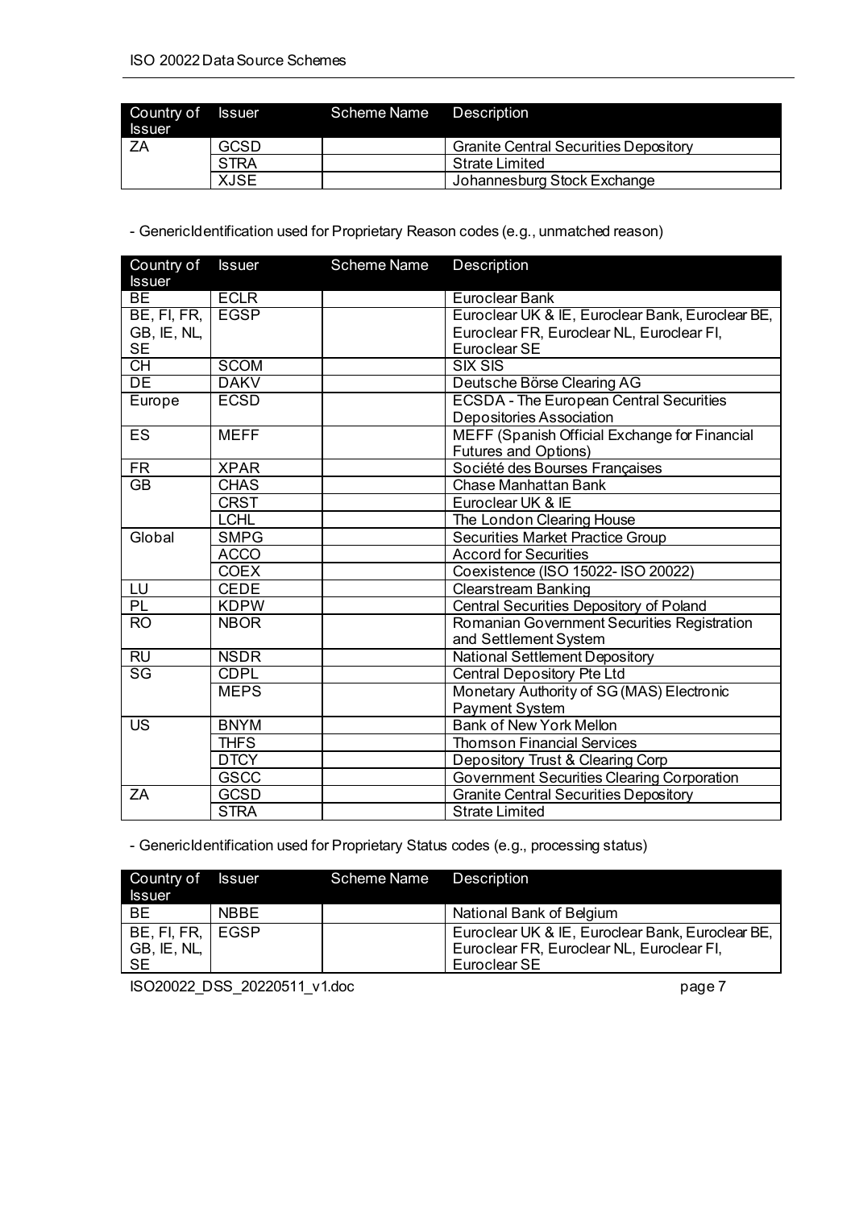| Country of Issuer | Issuer | Scheme Name | Description |
|---|---|---|---|
| ZA | GCSD | | Granite Central Securities Depository |
| | STRA | | Strate Limited |
| | XJSE | | Johannesburg Stock Exchange |

- GenericIdentification used for Proprietary Reason codes (e.g., unmatched reason)

| Country of Issuer | Issuer | Scheme Name | Description |
|---|---|---|---|
| BE | ECLR | | Euroclear Bank |
| BE, FI, FR, GB, IE, NL, SE | EGSP | | Euroclear UK & IE, Euroclear Bank, Euroclear BE, Euroclear FR, Euroclear NL, Euroclear FI, Euroclear SE |
| CH | SCOM | | SIX SIS |
| DE | DAKV | | Deutsche Börse Clearing AG |
| Europe | ECSD | | ECSDA - The European Central Securities Depositories Association |
| ES | MEFF | | MEFF (Spanish Official Exchange for Financial Futures and Options) |
| FR | XPAR | | Société des Bourses Françaises |
| GB | CHAS | | Chase Manhattan Bank |
| | CRST | | Euroclear UK & IE |
| | LCHL | | The London Clearing House |
| Global | SMPG | | Securities Market Practice Group |
| | ACCO | | Accord for Securities |
| | COEX | | Coexistence (ISO 15022- ISO 20022) |
| LU | CEDE | | Clearstream Banking |
| PL | KDPW | | Central Securities Depository of Poland |
| RO | NBOR | | Romanian Government Securities Registration and Settlement System |
| RU | NSDR | | National Settlement Depository |
| SG | CDPL | | Central Depository Pte Ltd |
| | MEPS | | Monetary Authority of SG (MAS) Electronic Payment System |
| US | BNYM | | Bank of New York Mellon |
| | THFS | | Thomson Financial Services |
| | DTCY | | Depository Trust & Clearing Corp |
| | GSCC | | Government Securities Clearing Corporation |
| ZA | GCSD | | Granite Central Securities Depository |
| | STRA | | Strate Limited |

- GenericIdentification used for Proprietary Status codes (e.g., processing status)

| Country of Issuer | Issuer | Scheme Name | Description |
|---|---|---|---|
| BE | NBBE | | National Bank of Belgium |
| BE, FI, FR, GB, IE, NL, SE | EGSP | | Euroclear UK & IE, Euroclear Bank, Euroclear BE, Euroclear FR, Euroclear NL, Euroclear FI, Euroclear SE |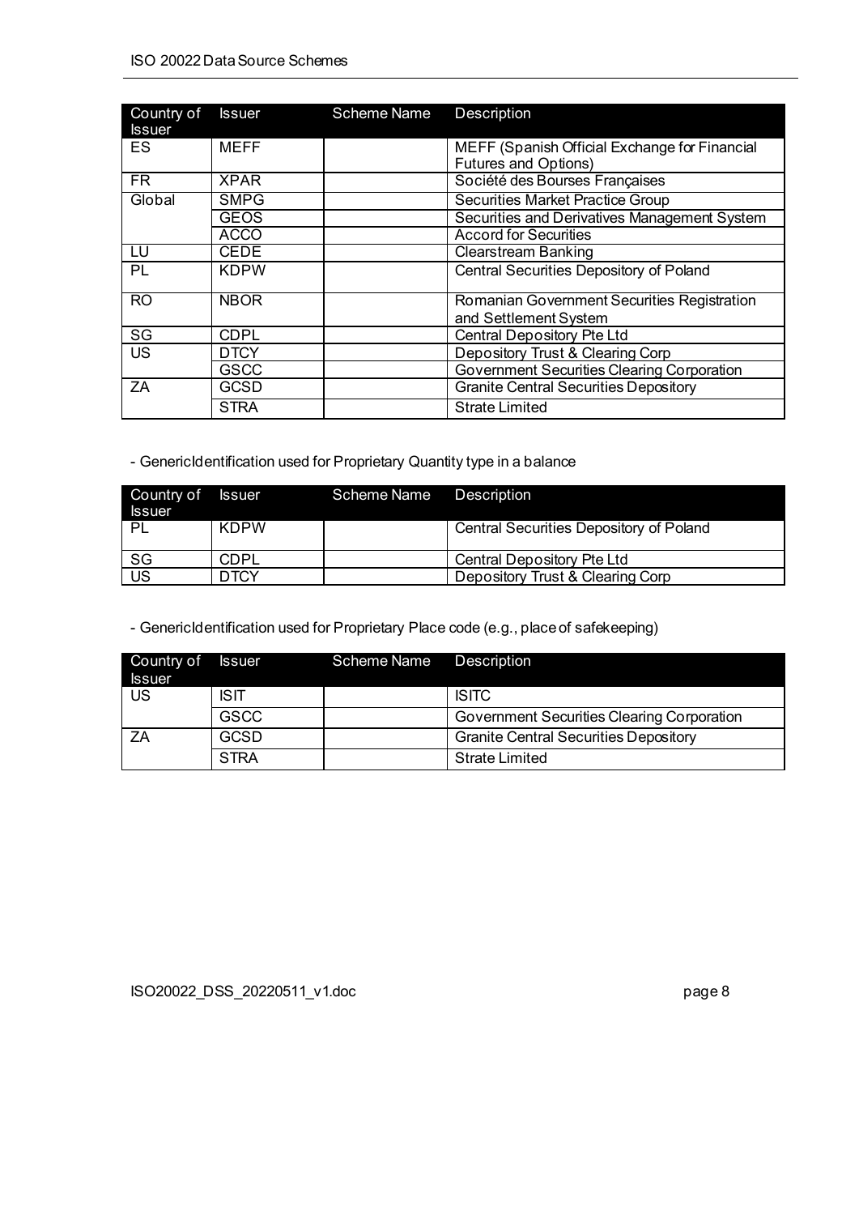| Country of Issuer | Issuer | Scheme Name | Description |
|---|---|---|---|
| ES | MEFF | | MEFF (Spanish Official Exchange for Financial Futures and Options) |
| FR | XPAR | | Société des Bourses Françaises |
| Global | SMPG | | Securities Market Practice Group |
| | GEOS | | Securities and Derivatives Management System |
| | ACCO | | Accord for Securities |
| LU | CEDE | | Clearstream Banking |
| PL | KDPW | | Central Securities Depository of Poland |
| RO | NBOR | | Romanian Government Securities Registration and Settlement System |
| SG | CDPL | | Central Depository Pte Ltd |
| US | DTCY | | Depository Trust & Clearing Corp |
| | GSCC | | Government Securities Clearing Corporation |
| ZA | GCSD | | Granite Central Securities Depository |
| | STRA | | Strate Limited |

- GenericIdentification used for Proprietary Quantity type in a balance

| Country of Issuer | Issuer | Scheme Name | Description |
|---|---|---|---|
| PL | KDPW | | Central Securities Depository of Poland |
| SG | CDPL | | Central Depository Pte Ltd |
| US | DTCY | | Depository Trust & Clearing Corp |

- GenericIdentification used for Proprietary Place code (e.g., place of safekeeping)

| Country of Issuer | Issuer | Scheme Name | Description |
|---|---|---|---|
| US | ISIT | | ISITC |
| | GSCC | | Government Securities Clearing Corporation |
| ZA | GCSD | | Granite Central Securities Depository |
| | STRA | | Strate Limited |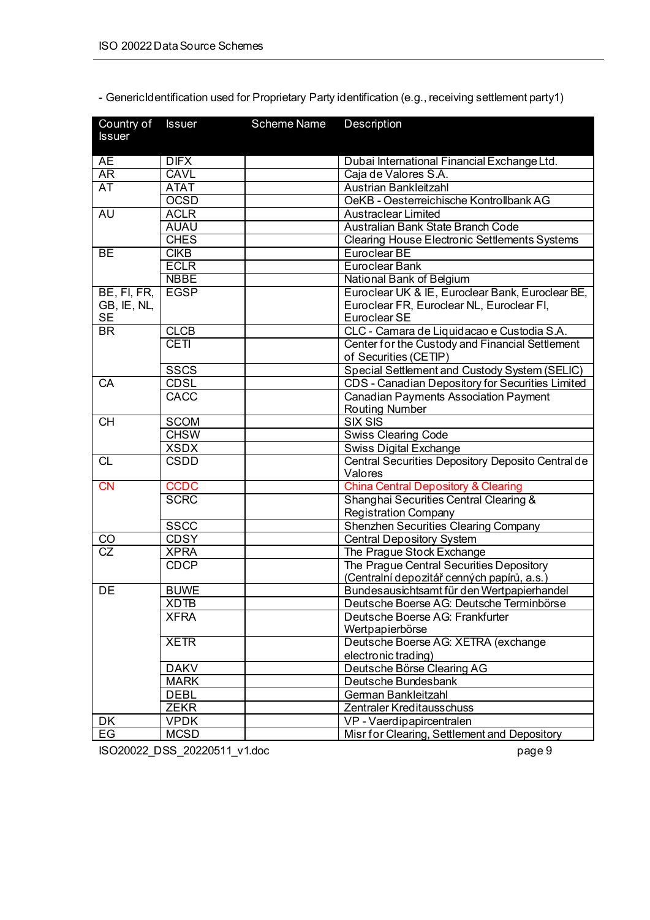- GenericIdentification used for Proprietary Party identification (e.g., receiving settlement party1)

| Country of Issuer | Issuer | Scheme Name | Description |
| --- | --- | --- | --- |
| AE | DIFX | | Dubai International Financial Exchange Ltd. |
| AR | CAVL | | Caja de Valores S.A. |
| AT | ATAT | | Austrian Bankleitzahl |
| | OCSD | | OeKB - Oesterreichische Kontrollbank AG |
| AU | ACLR | | Austraclear Limited |
| | AUAU | | Australian Bank State Branch Code |
| | CHES | | Clearing House Electronic Settlements Systems |
| BE | CIKB | | Euroclear BE |
| | ECLR | | Euroclear Bank |
| | NBBE | | National Bank of Belgium |
| BE, FI, FR, GB, IE, NL, SE | EGSP | | Euroclear UK & IE, Euroclear Bank, Euroclear BE, Euroclear FR, Euroclear NL, Euroclear FI, Euroclear SE |
| BR | CLCB | | CLC - Camara de Liquidacao e Custodia S.A. |
| | CETI | | Center for the Custody and Financial Settlement of Securities (CETIP) |
| | SSCS | | Special Settlement and Custody System (SELIC) |
| CA | CDSL | | CDS - Canadian Depository for Securities Limited |
| | CACC | | Canadian Payments Association Payment Routing Number |
| CH | SCOM | | SIX SIS |
| | CHSW | | Swiss Clearing Code |
| | XSDX | | Swiss Digital Exchange |
| CL | CSDD | | Central Securities Depository Deposito Central de Valores |
| CN | CCDC | | China Central Depository & Clearing |
| | SCRC | | Shanghai Securities Central Clearing & Registration Company |
| | SSCC | | Shenzhen Securities Clearing Company |
| CO | CDSY | | Central Depository System |
| CZ | XPRA | | The Prague Stock Exchange |
| | CDCP | | The Prague Central Securities Depository (Centralní depozitář cenných papírů, a.s.) |
| DE | BUWE | | Bundesausichtsamt für den Wertpapierhandel |
| | XDTB | | Deutsche Boerse AG: Deutsche Terminbörse |
| | XFRA | | Deutsche Boerse AG: Frankfurter Wertpapierbörse |
| | XETR | | Deutsche Boerse AG: XETRA (exchange electronic trading) |
| | DAKV | | Deutsche Börse Clearing AG |
| | MARK | | Deutsche Bundesbank |
| | DEBL | | German Bankleitzahl |
| | ZEKR | | Zentraler Kreditausschuss |
| DK | VPDK | | VP - Vaerdipapircentralen |
| EG | MCSD | | Misr for Clearing, Settlement and Depository |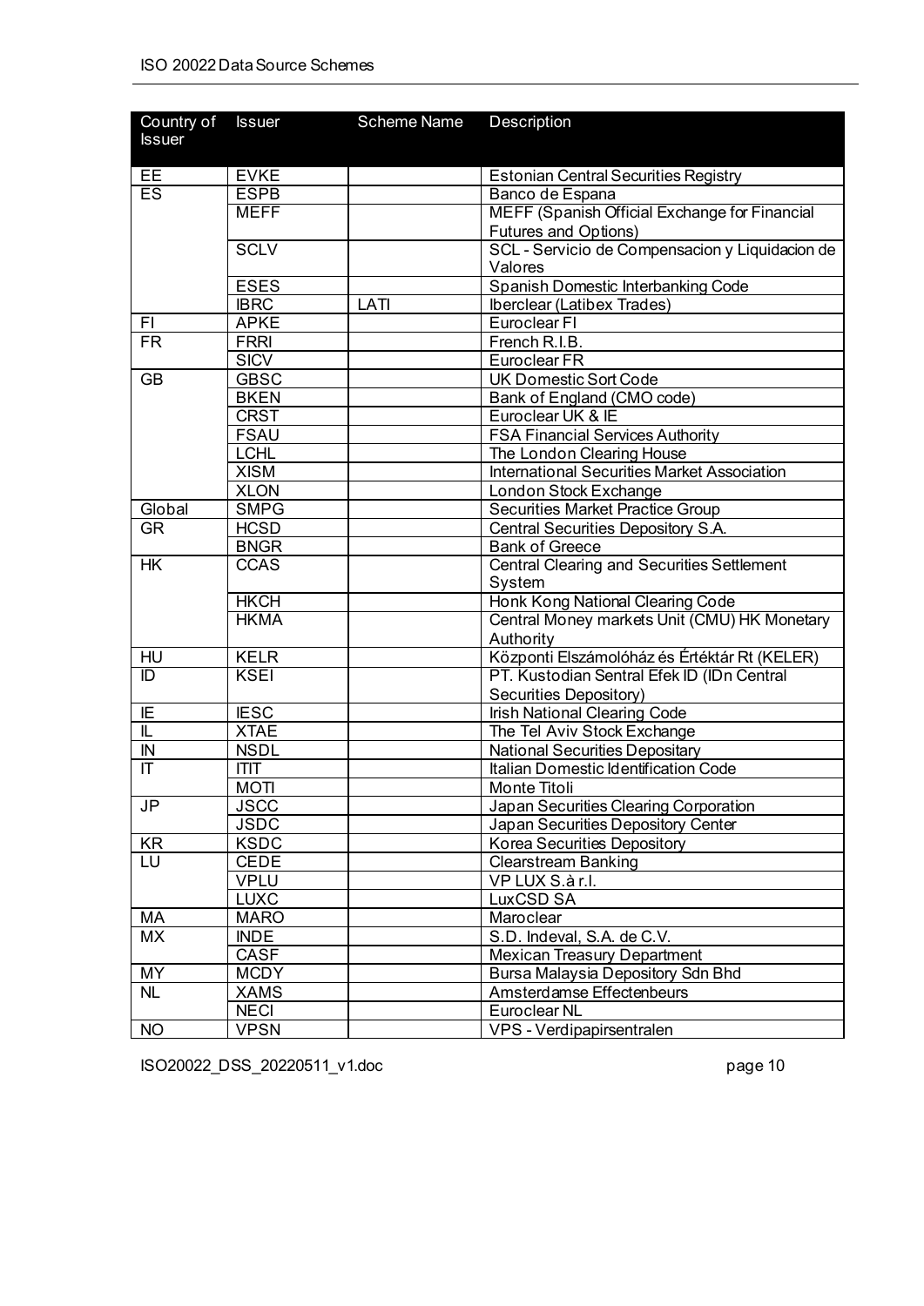| Country of Issuer | Issuer | Scheme Name | Description |
|---|---|---|---|
| EE | EVKE | | Estonian Central Securities Registry |
| ES | ESPB | | Banco de Espana |
| | MEFF | | MEFF (Spanish Official Exchange for Financial Futures and Options) |
| | SCLV | | SCL - Servicio de Compensacion y Liquidacion de Valores |
| | ESES | | Spanish Domestic Interbanking Code |
| | IBRC | LATI | Iberclear (Latibex Trades) |
| FI | APKE | | Euroclear FI |
| FR | FRRI | | French R.I.B. |
| | SICV | | Euroclear FR |
| GB | GBSC | | UK Domestic Sort Code |
| | BKEN | | Bank of England (CMO code) |
| | CRST | | Euroclear UK & IE |
| | FSAU | | FSA Financial Services Authority |
| | LCHL | | The London Clearing House |
| | XISM | | International Securities Market Association |
| | XLON | | London Stock Exchange |
| Global | SMPG | | Securities Market Practice Group |
| GR | HCSD | | Central Securities Depository S.A. |
| | BNGR | | Bank of Greece |
| HK | CCAS | | Central Clearing and Securities Settlement System |
| | HKCH | | Honk Kong National Clearing Code |
| | HKMA | | Central Money markets Unit (CMU) HK Monetary Authority |
| HU | KELR | | Központi Elszámolóház és Értéktár Rt (KELER) |
| ID | KSEI | | PT. Kustodian Sentral Efek ID (IDn Central Securities Depository) |
| IE | IESC | | Irish National Clearing Code |
| IL | XTAE | | The Tel Aviv Stock Exchange |
| IN | NSDL | | National Securities Depositary |
| IT | ITIT | | Italian Domestic Identification Code |
| | MOTI | | Monte Titoli |
| JP | JSCC | | Japan Securities Clearing Corporation |
| | JSDC | | Japan Securities Depository Center |
| KR | KSDC | | Korea Securities Depository |
| LU | CEDE | | Clearstream Banking |
| | VPLU | | VP LUX S.à r.l. |
| | LUXC | | LuxCSD SA |
| MA | MARO | | Maroclear |
| MX | INDE | | S.D. Indeval, S.A. de C.V. |
| | CASF | | Mexican Treasury Department |
| MY | MCDY | | Bursa Malaysia Depository Sdn Bhd |
| NL | XAMS | | Amsterdamse Effectenbeurs |
| | NECI | | Euroclear NL |
| NO | VPSN | | VPS - Verdipapirsentralen |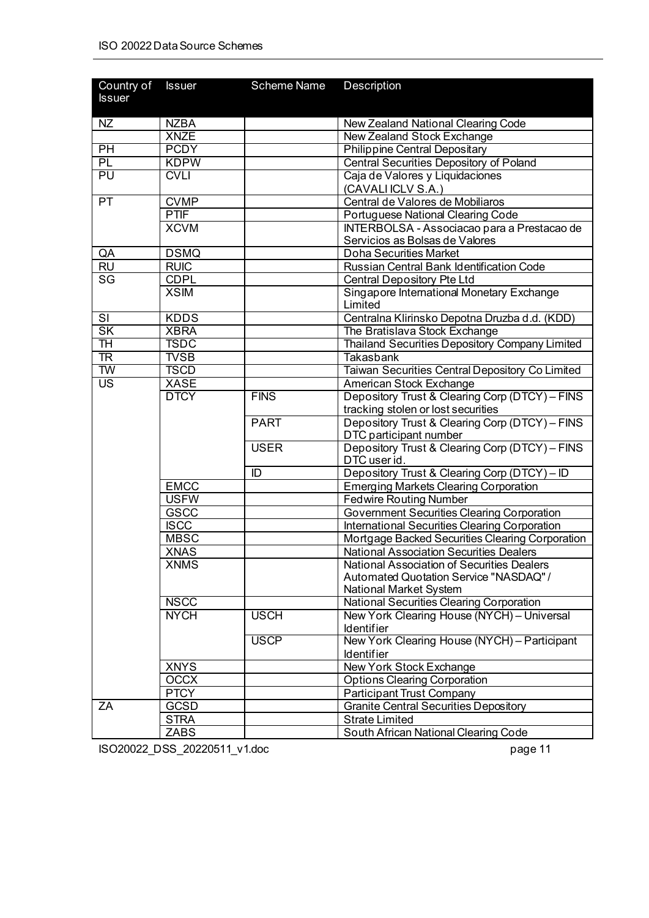| Country of Issuer | Issuer | Scheme Name | Description |
|---|---|---|---|
| NZ | NZBA | | New Zealand National Clearing Code |
| | XNZE | | New Zealand Stock Exchange |
| PH | PCDY | | Philippine Central Depositary |
| PL | KDPW | | Central Securities Depository of Poland |
| PU | CVLI | | Caja de Valores y Liquidaciones (CAVALI ICLV S.A.) |
| PT | CVMP | | Central de Valores de Mobiliaros |
| | PTIF | | Portuguese National Clearing Code |
| | XCVM | | INTERBOLSA - Associacao para a Prestacao de Servicios as Bolsas de Valores |
| QA | DSMQ | | Doha Securities Market |
| RU | RUIC | | Russian Central Bank Identification Code |
| SG | CDPL | | Central Depository Pte Ltd |
| | XSIM | | Singapore International Monetary Exchange Limited |
| SI | KDDS | | Centralna Klirinsko Depotna Druzba d.d. (KDD) |
| SK | XBRA | | The Bratislava Stock Exchange |
| TH | TSDC | | Thailand Securities Depository Company Limited |
| TR | TVSB | | Takasbank |
| TW | TSCD | | Taiwan Securities Central Depository Co Limited |
| US | XASE | | American Stock Exchange |
| | DTCY | FINS | Depository Trust & Clearing Corp (DTCY) – FINS tracking stolen or lost securities |
| | | PART | Depository Trust & Clearing Corp (DTCY) – FINS DTC participant number |
| | | USER | Depository Trust & Clearing Corp (DTCY) – FINS DTC user id. |
| | | ID | Depository Trust & Clearing Corp (DTCY) – ID |
| | EMCC | | Emerging Markets Clearing Corporation |
| | USFW | | Fedwire Routing Number |
| | GSCC | | Government Securities Clearing Corporation |
| | ISCC | | International Securities Clearing Corporation |
| | MBSC | | Mortgage Backed Securities Clearing Corporation |
| | XNAS | | National Association Securities Dealers |
| | XNMS | | National Association of Securities Dealers Automated Quotation Service "NASDAQ" / National Market System |
| | NSCC | | National Securities Clearing Corporation |
| | NYCH | USCH | New York Clearing House (NYCH) – Universal Identifier |
| | | USCP | New York Clearing House (NYCH) – Participant Identifier |
| | XNYS | | New York Stock Exchange |
| | OCCX | | Options Clearing Corporation |
| | PTCY | | Participant Trust Company |
| ZA | GCSD | | Granite Central Securities Depository |
| | STRA | | Strate Limited |
| | ZABS | | South African National Clearing Code |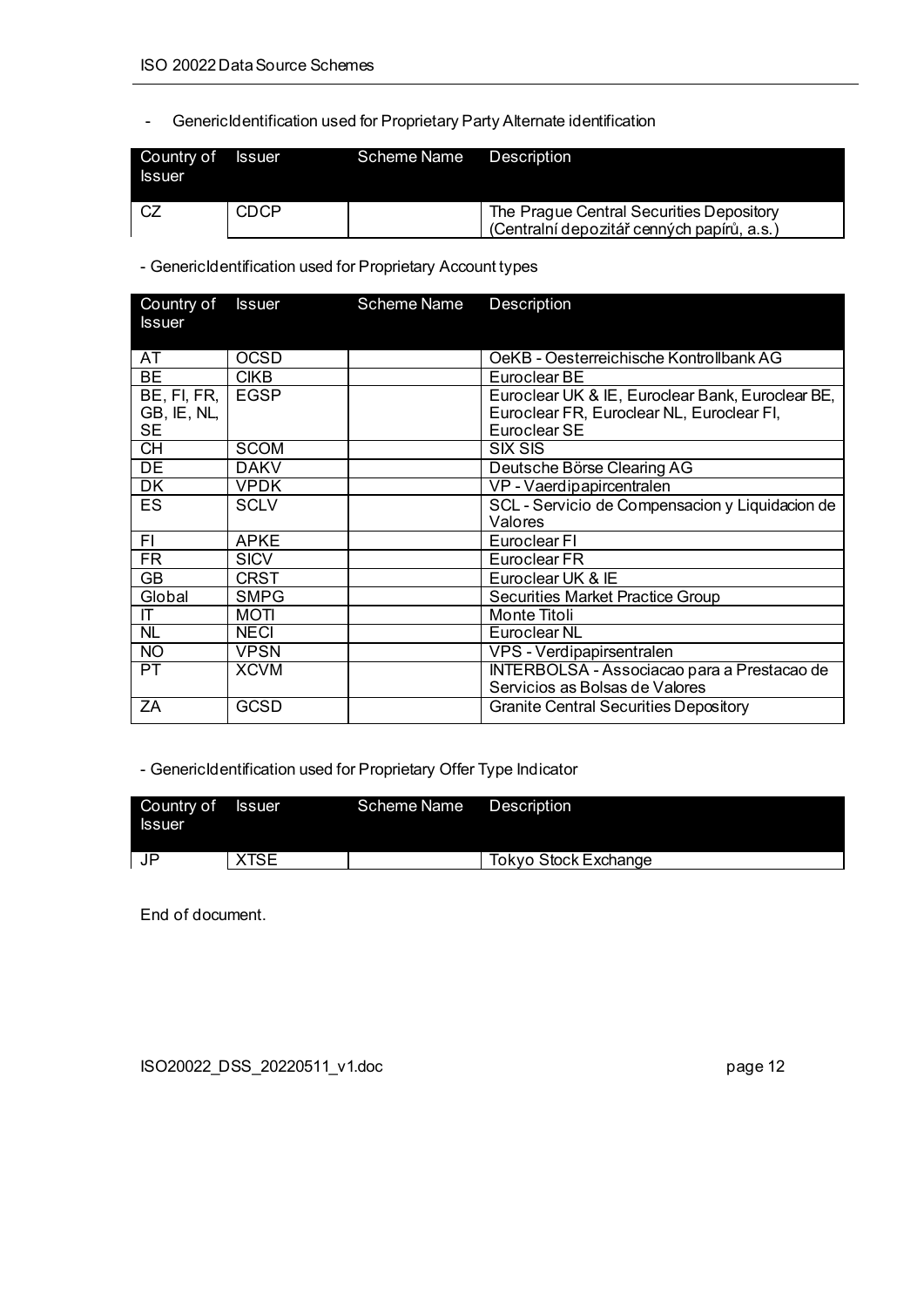- GenericIdentification used for Proprietary Party Alternate identification

| Country of Issuer | Issuer | Scheme Name | Description |
|---|---|---|---|
| CZ | CDCP | | The Prague Central Securities Depository (Centralní depozitář cenných papírů, a.s.) |

- GenericIdentification used for Proprietary Account types

| Country of Issuer | Issuer | Scheme Name | Description |
|---|---|---|---|
| AT | OCSD | | OeKB - Oesterreichische Kontrollbank AG |
| BE | CIKB | | Euroclear BE |
| BE, FI, FR, GB, IE, NL, SE | EGSP | | Euroclear UK & IE, Euroclear Bank, Euroclear BE, Euroclear FR, Euroclear NL, Euroclear FI, Euroclear SE |
| CH | SCOM | | SIX SIS |
| DE | DAKV | | Deutsche Börse Clearing AG |
| DK | VPDK | | VP - Vaerdipapircentralen |
| ES | SCLV | | SCL - Servicio de Compensacion y Liquidacion de Valores |
| FI | APKE | | Euroclear FI |
| FR | SICV | | Euroclear FR |
| GB | CRST | | Euroclear UK & IE |
| Global | SMPG | | Securities Market Practice Group |
| IT | MOTI | | Monte Titoli |
| NL | NECI | | Euroclear NL |
| NO | VPSN | | VPS - Verdipapirsentralen |
| PT | XCVM | | INTERBOLSA - Associacao para a Prestacao de Servicios as Bolsas de Valores |
| ZA | GCSD | | Granite Central Securities Depository |

- GenericIdentification used for Proprietary Offer Type Indicator

| Country of Issuer | Issuer | Scheme Name | Description |
|---|---|---|---|
| JP | XTSE | | Tokyo Stock Exchange |

End of document.